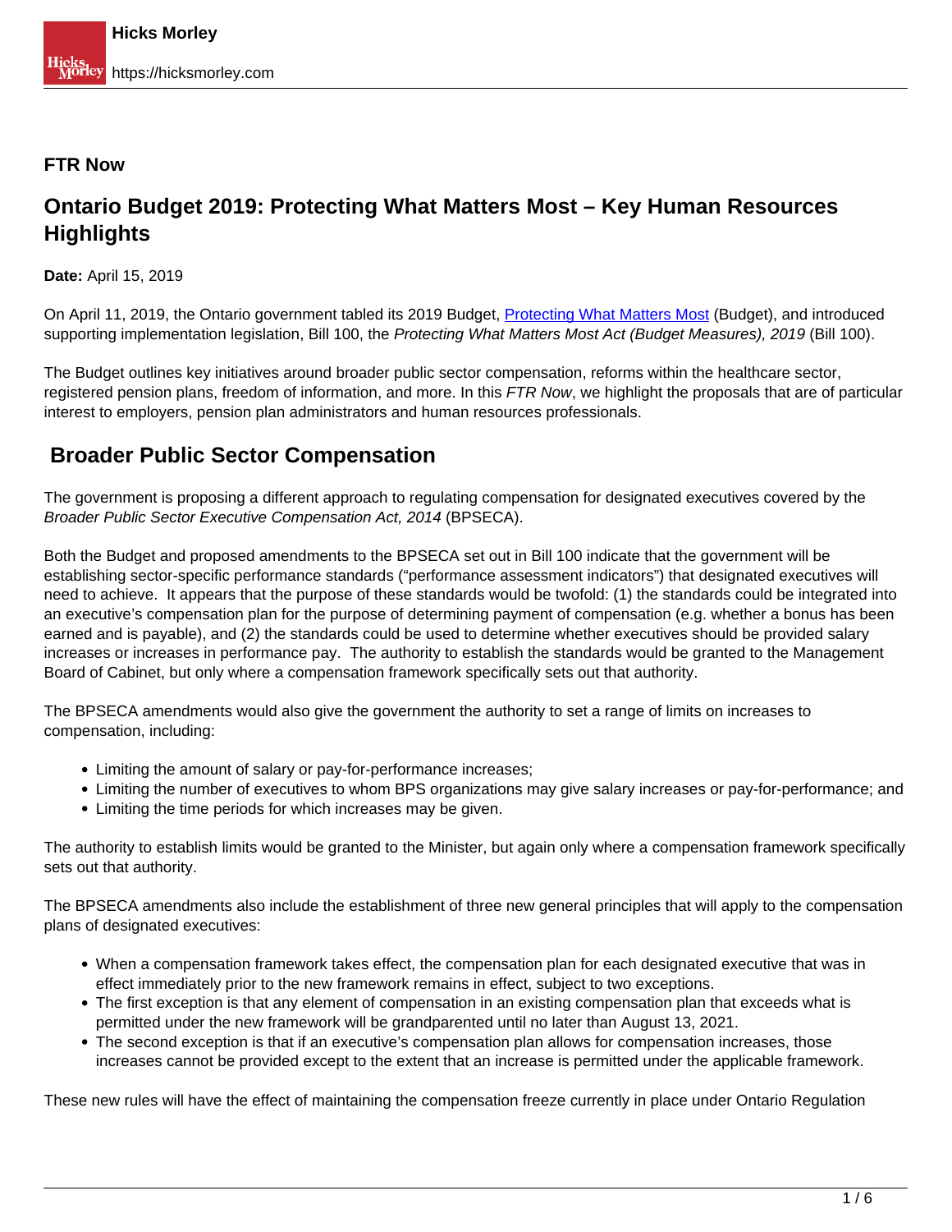**FTR Now**

# Ontario Budget 2019: Protecting What Matters Most – Key Human Resources Highlights

**Date:** April 15, 2019

On April 11, 2019, the Ontario government tabled its 2019 Budget, [Protecting What Matters Most](#) (Budget), and introduced supporting implementation legislation, Bill 100, the *Protecting What Matters Most Act (Budget Measures), 2019* (Bill 100).

The Budget outlines key initiatives around broader public sector compensation, reforms within the healthcare sector, registered pension plans, freedom of information, and more. In this *FTR Now*, we highlight the proposals that are of particular interest to employers, pension plan administrators and human resources professionals.

## Broader Public Sector Compensation

The government is proposing a different approach to regulating compensation for designated executives covered by the *Broader Public Sector Executive Compensation Act, 2014* (BPSECA).

Both the Budget and proposed amendments to the BPSECA set out in Bill 100 indicate that the government will be establishing sector-specific performance standards ("performance assessment indicators") that designated executives will need to achieve. It appears that the purpose of these standards would be twofold: (1) the standards could be integrated into an executive's compensation plan for the purpose of determining payment of compensation (e.g. whether a bonus has been earned and is payable), and (2) the standards could be used to determine whether executives should be provided salary increases or increases in performance pay. The authority to establish the standards would be granted to the Management Board of Cabinet, but only where a compensation framework specifically sets out that authority.

The BPSECA amendments would also give the government the authority to set a range of limits on increases to compensation, including:

- Limiting the amount of salary or pay-for-performance increases;
- Limiting the number of executives to whom BPS organizations may give salary increases or pay-for-performance; and
- Limiting the time periods for which increases may be given.

The authority to establish limits would be granted to the Minister, but again only where a compensation framework specifically sets out that authority.

The BPSECA amendments also include the establishment of three new general principles that will apply to the compensation plans of designated executives:

- When a compensation framework takes effect, the compensation plan for each designated executive that was in effect immediately prior to the new framework remains in effect, subject to two exceptions.
- The first exception is that any element of compensation in an existing compensation plan that exceeds what is permitted under the new framework will be grandparented until no later than August 13, 2021.
- The second exception is that if an executive's compensation plan allows for compensation increases, those increases cannot be provided except to the extent that an increase is permitted under the applicable framework.

These new rules will have the effect of maintaining the compensation freeze currently in place under Ontario Regulation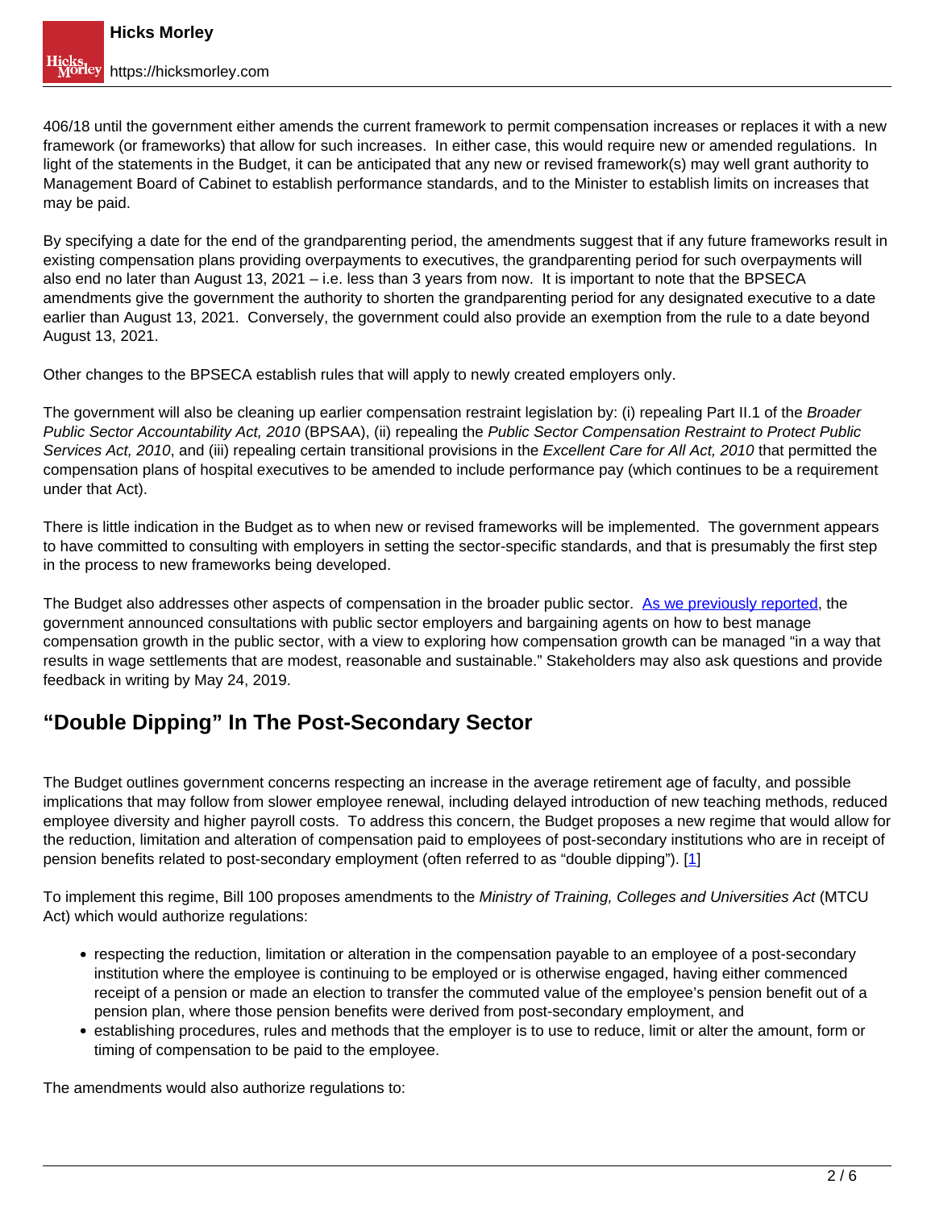406/18 until the government either amends the current framework to permit compensation increases or replaces it with a new framework (or frameworks) that allow for such increases. In either case, this would require new or amended regulations. In light of the statements in the Budget, it can be anticipated that any new or revised framework(s) may well grant authority to Management Board of Cabinet to establish performance standards, and to the Minister to establish limits on increases that may be paid.

By specifying a date for the end of the grandparenting period, the amendments suggest that if any future frameworks result in existing compensation plans providing overpayments to executives, the grandparenting period for such overpayments will also end no later than August 13, 2021 – i.e. less than 3 years from now. It is important to note that the BPSECA amendments give the government the authority to shorten the grandparenting period for any designated executive to a date earlier than August 13, 2021. Conversely, the government could also provide an exemption from the rule to a date beyond August 13, 2021.

Other changes to the BPSECA establish rules that will apply to newly created employers only.

The government will also be cleaning up earlier compensation restraint legislation by: (i) repealing Part II.1 of the *Broader Public Sector Accountability Act, 2010* (BPSAA), (ii) repealing the *Public Sector Compensation Restraint to Protect Public Services Act, 2010*, and (iii) repealing certain transitional provisions in the *Excellent Care for All Act, 2010* that permitted the compensation plans of hospital executives to be amended to include performance pay (which continues to be a requirement under that Act).

There is little indication in the Budget as to when new or revised frameworks will be implemented. The government appears to have committed to consulting with employers in setting the sector-specific standards, and that is presumably the first step in the process to new frameworks being developed.

The Budget also addresses other aspects of compensation in the broader public sector. As we previously reported, the government announced consultations with public sector employers and bargaining agents on how to best manage compensation growth in the public sector, with a view to exploring how compensation growth can be managed "in a way that results in wage settlements that are modest, reasonable and sustainable." Stakeholders may also ask questions and provide feedback in writing by May 24, 2019.

## "Double Dipping" In The Post-Secondary Sector

The Budget outlines government concerns respecting an increase in the average retirement age of faculty, and possible implications that may follow from slower employee renewal, including delayed introduction of new teaching methods, reduced employee diversity and higher payroll costs. To address this concern, the Budget proposes a new regime that would allow for the reduction, limitation and alteration of compensation paid to employees of post-secondary institutions who are in receipt of pension benefits related to post-secondary employment (often referred to as "double dipping"). [1]

To implement this regime, Bill 100 proposes amendments to the *Ministry of Training, Colleges and Universities Act* (MTCU Act) which would authorize regulations:

- respecting the reduction, limitation or alteration in the compensation payable to an employee of a post-secondary institution where the employee is continuing to be employed or is otherwise engaged, having either commenced receipt of a pension or made an election to transfer the commuted value of the employee's pension benefit out of a pension plan, where those pension benefits were derived from post-secondary employment, and
- establishing procedures, rules and methods that the employer is to use to reduce, limit or alter the amount, form or timing of compensation to be paid to the employee.

The amendments would also authorize regulations to: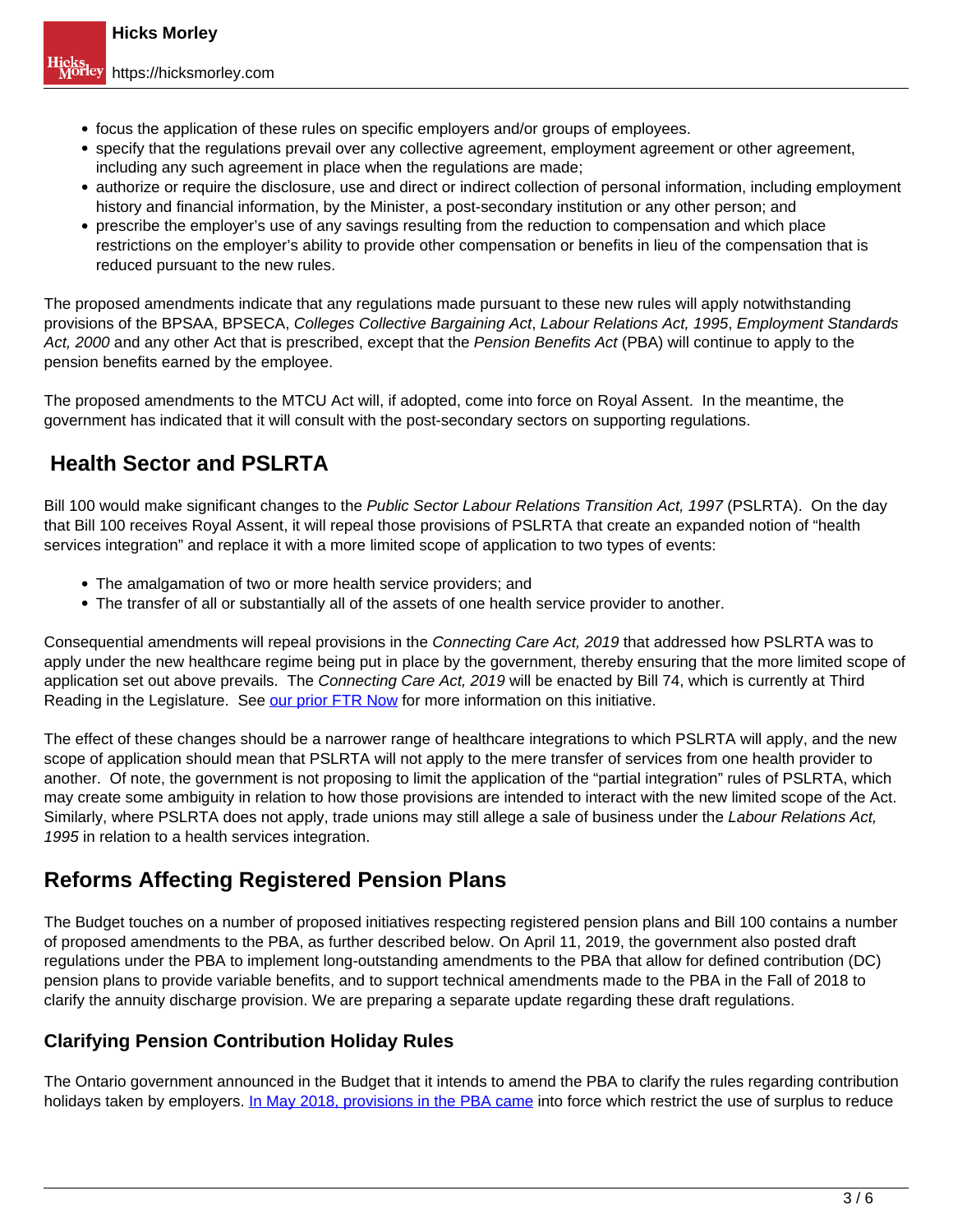- focus the application of these rules on specific employers and/or groups of employees.
- specify that the regulations prevail over any collective agreement, employment agreement or other agreement, including any such agreement in place when the regulations are made;
- authorize or require the disclosure, use and direct or indirect collection of personal information, including employment history and financial information, by the Minister, a post-secondary institution or any other person; and
- prescribe the employer's use of any savings resulting from the reduction to compensation and which place restrictions on the employer's ability to provide other compensation or benefits in lieu of the compensation that is reduced pursuant to the new rules.

The proposed amendments indicate that any regulations made pursuant to these new rules will apply notwithstanding provisions of the BPSAA, BPSECA, *Colleges Collective Bargaining Act*, *Labour Relations Act, 1995*, *Employment Standards Act, 2000* and any other Act that is prescribed, except that the *Pension Benefits Act* (PBA) will continue to apply to the pension benefits earned by the employee.

The proposed amendments to the MTCU Act will, if adopted, come into force on Royal Assent. In the meantime, the government has indicated that it will consult with the post-secondary sectors on supporting regulations.

## Health Sector and PSLRTA

Bill 100 would make significant changes to the *Public Sector Labour Relations Transition Act, 1997* (PSLRTA). On the day that Bill 100 receives Royal Assent, it will repeal those provisions of PSLRTA that create an expanded notion of "health services integration" and replace it with a more limited scope of application to two types of events:

- The amalgamation of two or more health service providers; and
- The transfer of all or substantially all of the assets of one health service provider to another.

Consequential amendments will repeal provisions in the *Connecting Care Act, 2019* that addressed how PSLRTA was to apply under the new healthcare regime being put in place by the government, thereby ensuring that the more limited scope of application set out above prevails. The *Connecting Care Act, 2019* will be enacted by Bill 74, which is currently at Third Reading in the Legislature. See our prior FTR Now for more information on this initiative.

The effect of these changes should be a narrower range of healthcare integrations to which PSLRTA will apply, and the new scope of application should mean that PSLRTA will not apply to the mere transfer of services from one health provider to another. Of note, the government is not proposing to limit the application of the "partial integration" rules of PSLRTA, which may create some ambiguity in relation to how those provisions are intended to interact with the new limited scope of the Act. Similarly, where PSLRTA does not apply, trade unions may still allege a sale of business under the *Labour Relations Act, 1995* in relation to a health services integration.

## Reforms Affecting Registered Pension Plans

The Budget touches on a number of proposed initiatives respecting registered pension plans and Bill 100 contains a number of proposed amendments to the PBA, as further described below. On April 11, 2019, the government also posted draft regulations under the PBA to implement long-outstanding amendments to the PBA that allow for defined contribution (DC) pension plans to provide variable benefits, and to support technical amendments made to the PBA in the Fall of 2018 to clarify the annuity discharge provision. We are preparing a separate update regarding these draft regulations.

### Clarifying Pension Contribution Holiday Rules

The Ontario government announced in the Budget that it intends to amend the PBA to clarify the rules regarding contribution holidays taken by employers. In May 2018, provisions in the PBA came into force which restrict the use of surplus to reduce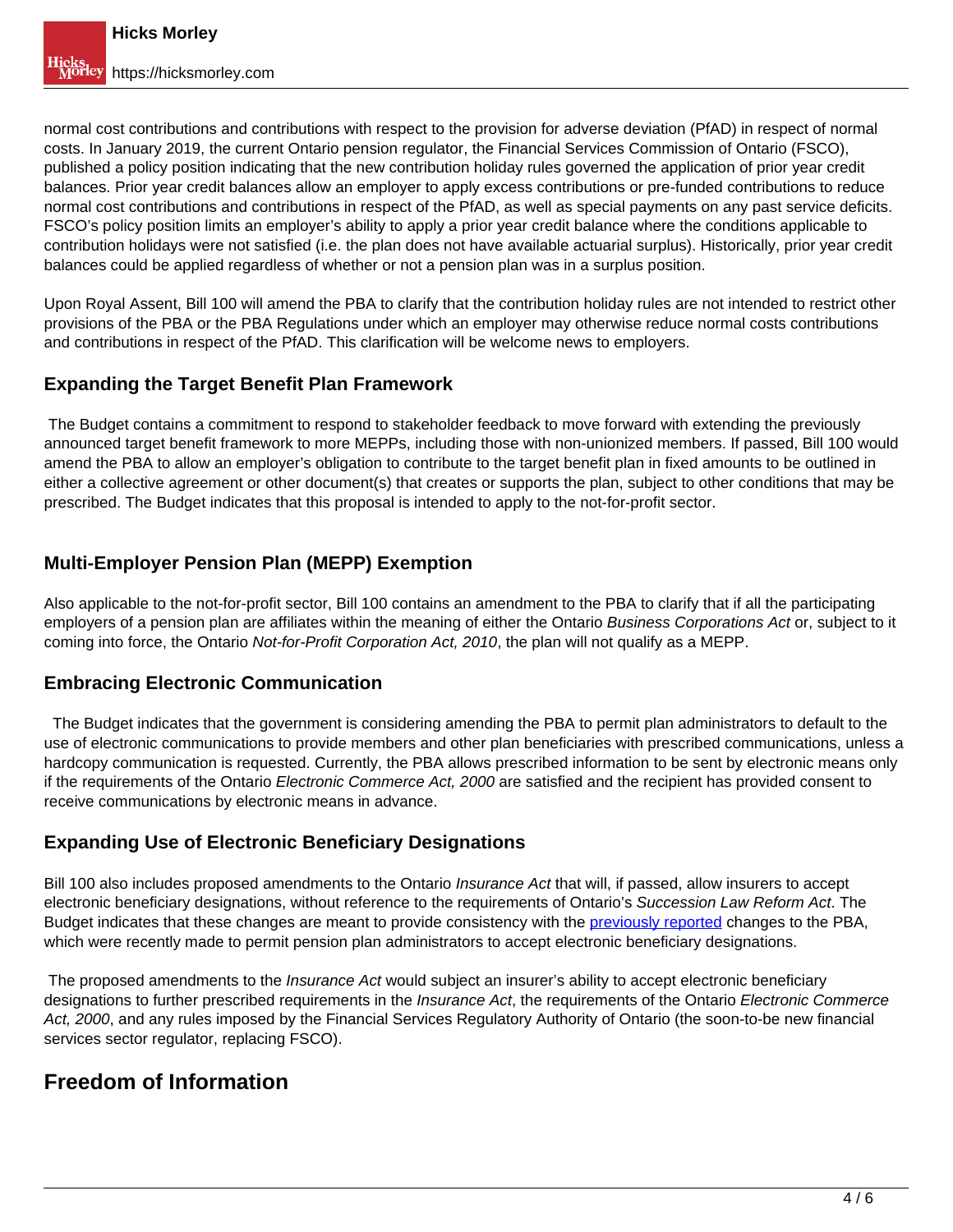normal cost contributions and contributions with respect to the provision for adverse deviation (PfAD) in respect of normal costs. In January 2019, the current Ontario pension regulator, the Financial Services Commission of Ontario (FSCO), published a policy position indicating that the new contribution holiday rules governed the application of prior year credit balances. Prior year credit balances allow an employer to apply excess contributions or pre-funded contributions to reduce normal cost contributions and contributions in respect of the PfAD, as well as special payments on any past service deficits. FSCO's policy position limits an employer's ability to apply a prior year credit balance where the conditions applicable to contribution holidays were not satisfied (i.e. the plan does not have available actuarial surplus). Historically, prior year credit balances could be applied regardless of whether or not a pension plan was in a surplus position.

Upon Royal Assent, Bill 100 will amend the PBA to clarify that the contribution holiday rules are not intended to restrict other provisions of the PBA or the PBA Regulations under which an employer may otherwise reduce normal costs contributions and contributions in respect of the PfAD. This clarification will be welcome news to employers.

### Expanding the Target Benefit Plan Framework

The Budget contains a commitment to respond to stakeholder feedback to move forward with extending the previously announced target benefit framework to more MEPPs, including those with non-unionized members. If passed, Bill 100 would amend the PBA to allow an employer's obligation to contribute to the target benefit plan in fixed amounts to be outlined in either a collective agreement or other document(s) that creates or supports the plan, subject to other conditions that may be prescribed. The Budget indicates that this proposal is intended to apply to the not-for-profit sector.

### Multi-Employer Pension Plan (MEPP) Exemption

Also applicable to the not-for-profit sector, Bill 100 contains an amendment to the PBA to clarify that if all the participating employers of a pension plan are affiliates within the meaning of either the Ontario *Business Corporations Act* or, subject to it coming into force, the Ontario *Not-for-Profit Corporation Act, 2010*, the plan will not qualify as a MEPP.

### Embracing Electronic Communication

The Budget indicates that the government is considering amending the PBA to permit plan administrators to default to the use of electronic communications to provide members and other plan beneficiaries with prescribed communications, unless a hardcopy communication is requested. Currently, the PBA allows prescribed information to be sent by electronic means only if the requirements of the Ontario *Electronic Commerce Act, 2000* are satisfied and the recipient has provided consent to receive communications by electronic means in advance.

### Expanding Use of Electronic Beneficiary Designations

Bill 100 also includes proposed amendments to the Ontario *Insurance Act* that will, if passed, allow insurers to accept electronic beneficiary designations, without reference to the requirements of Ontario's *Succession Law Reform Act*. The Budget indicates that these changes are meant to provide consistency with the previously reported changes to the PBA, which were recently made to permit pension plan administrators to accept electronic beneficiary designations.

The proposed amendments to the *Insurance Act* would subject an insurer's ability to accept electronic beneficiary designations to further prescribed requirements in the *Insurance Act*, the requirements of the Ontario *Electronic Commerce Act, 2000*, and any rules imposed by the Financial Services Regulatory Authority of Ontario (the soon-to-be new financial services sector regulator, replacing FSCO).

## Freedom of Information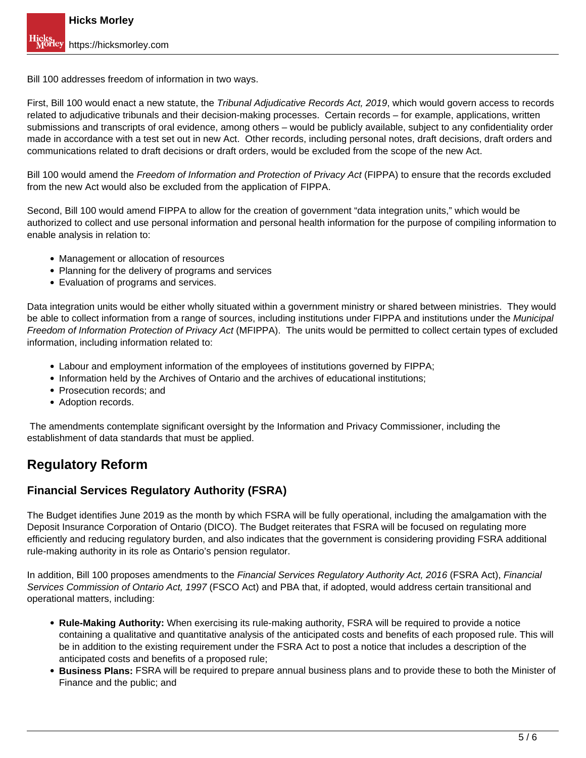Bill 100 addresses freedom of information in two ways.

First, Bill 100 would enact a new statute, the *Tribunal Adjudicative Records Act, 2019*, which would govern access to records related to adjudicative tribunals and their decision-making processes.  Certain records – for example, applications, written submissions and transcripts of oral evidence, among others – would be publicly available, subject to any confidentiality order made in accordance with a test set out in new Act.  Other records, including personal notes, draft decisions, draft orders and communications related to draft decisions or draft orders, would be excluded from the scope of the new Act.

Bill 100 would amend the *Freedom of Information and Protection of Privacy Act* (FIPPA) to ensure that the records excluded from the new Act would also be excluded from the application of FIPPA.

Second, Bill 100 would amend FIPPA to allow for the creation of government "data integration units," which would be authorized to collect and use personal information and personal health information for the purpose of compiling information to enable analysis in relation to:

- Management or allocation of resources
- Planning for the delivery of programs and services
- Evaluation of programs and services.

Data integration units would be either wholly situated within a government ministry or shared between ministries.  They would be able to collect information from a range of sources, including institutions under FIPPA and institutions under the *Municipal Freedom of Information Protection of Privacy Act* (MFIPPA).  The units would be permitted to collect certain types of excluded information, including information related to:

- Labour and employment information of the employees of institutions governed by FIPPA;
- Information held by the Archives of Ontario and the archives of educational institutions;
- Prosecution records; and
- Adoption records.

The amendments contemplate significant oversight by the Information and Privacy Commissioner, including the establishment of data standards that must be applied.

## Regulatory Reform

### Financial Services Regulatory Authority (FSRA)

The Budget identifies June 2019 as the month by which FSRA will be fully operational, including the amalgamation with the Deposit Insurance Corporation of Ontario (DICO). The Budget reiterates that FSRA will be focused on regulating more efficiently and reducing regulatory burden, and also indicates that the government is considering providing FSRA additional rule-making authority in its role as Ontario's pension regulator.

In addition, Bill 100 proposes amendments to the *Financial Services Regulatory Authority Act, 2016* (FSRA Act), *Financial Services Commission of Ontario Act, 1997* (FSCO Act) and PBA that, if adopted, would address certain transitional and operational matters, including:

- **Rule-Making Authority:** When exercising its rule-making authority, FSRA will be required to provide a notice containing a qualitative and quantitative analysis of the anticipated costs and benefits of each proposed rule. This will be in addition to the existing requirement under the FSRA Act to post a notice that includes a description of the anticipated costs and benefits of a proposed rule;
- **Business Plans:** FSRA will be required to prepare annual business plans and to provide these to both the Minister of Finance and the public; and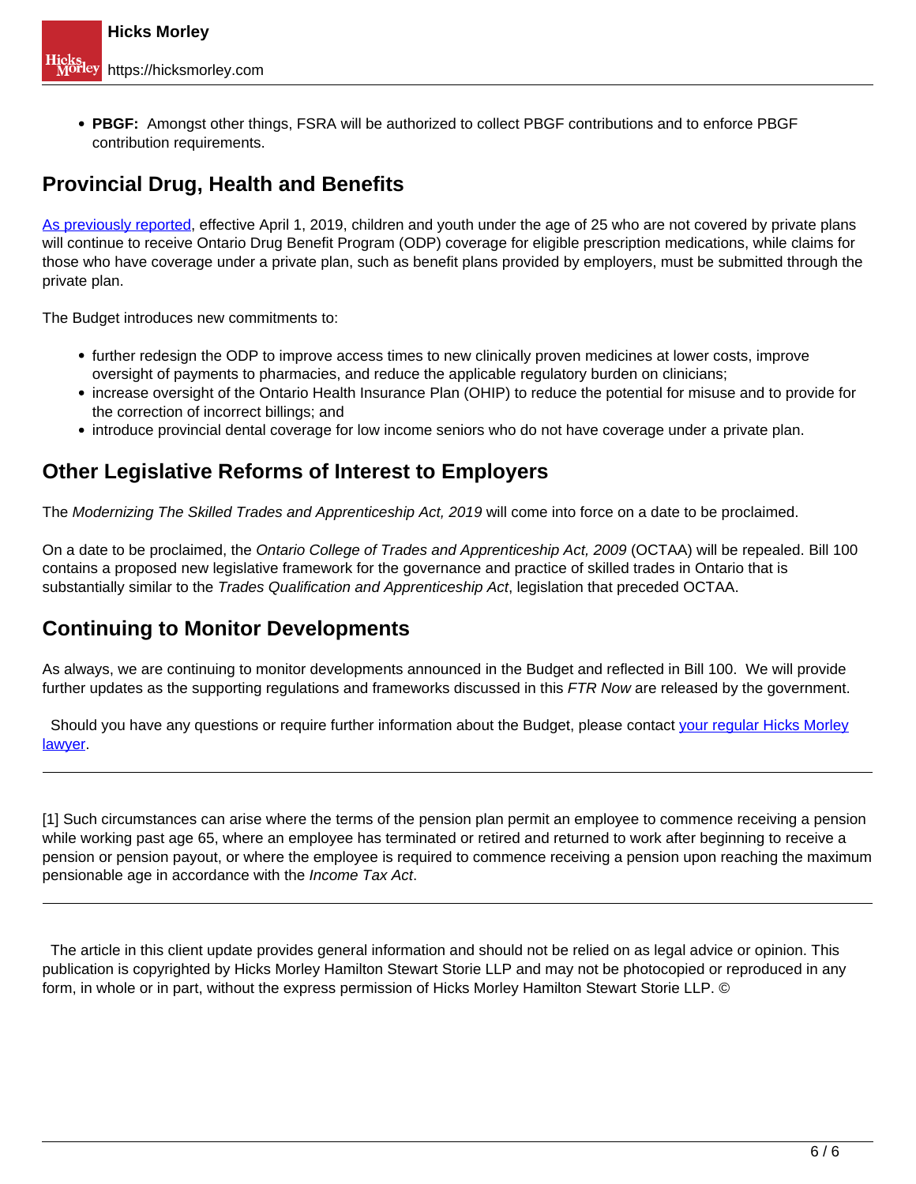- **PBGF:** Amongst other things, FSRA will be authorized to collect PBGF contributions and to enforce PBGF contribution requirements.

## Provincial Drug, Health and Benefits

As previously reported, effective April 1, 2019, children and youth under the age of 25 who are not covered by private plans will continue to receive Ontario Drug Benefit Program (ODP) coverage for eligible prescription medications, while claims for those who have coverage under a private plan, such as benefit plans provided by employers, must be submitted through the private plan.

The Budget introduces new commitments to:

- further redesign the ODP to improve access times to new clinically proven medicines at lower costs, improve oversight of payments to pharmacies, and reduce the applicable regulatory burden on clinicians;
- increase oversight of the Ontario Health Insurance Plan (OHIP) to reduce the potential for misuse and to provide for the correction of incorrect billings; and
- introduce provincial dental coverage for low income seniors who do not have coverage under a private plan.

## Other Legislative Reforms of Interest to Employers

The *Modernizing The Skilled Trades and Apprenticeship Act, 2019* will come into force on a date to be proclaimed.

On a date to be proclaimed, the *Ontario College of Trades and Apprenticeship Act, 2009* (OCTAA) will be repealed. Bill 100 contains a proposed new legislative framework for the governance and practice of skilled trades in Ontario that is substantially similar to the *Trades Qualification and Apprenticeship Act*, legislation that preceded OCTAA.

## Continuing to Monitor Developments

As always, we are continuing to monitor developments announced in the Budget and reflected in Bill 100. We will provide further updates as the supporting regulations and frameworks discussed in this *FTR Now* are released by the government.

Should you have any questions or require further information about the Budget, please contact your regular Hicks Morley lawyer.

---

[1] Such circumstances can arise where the terms of the pension plan permit an employee to commence receiving a pension while working past age 65, where an employee has terminated or retired and returned to work after beginning to receive a pension or pension payout, or where the employee is required to commence receiving a pension upon reaching the maximum pensionable age in accordance with the *Income Tax Act*.

---

The article in this client update provides general information and should not be relied on as legal advice or opinion. This publication is copyrighted by Hicks Morley Hamilton Stewart Storie LLP and may not be photocopied or reproduced in any form, in whole or in part, without the express permission of Hicks Morley Hamilton Stewart Storie LLP. ©